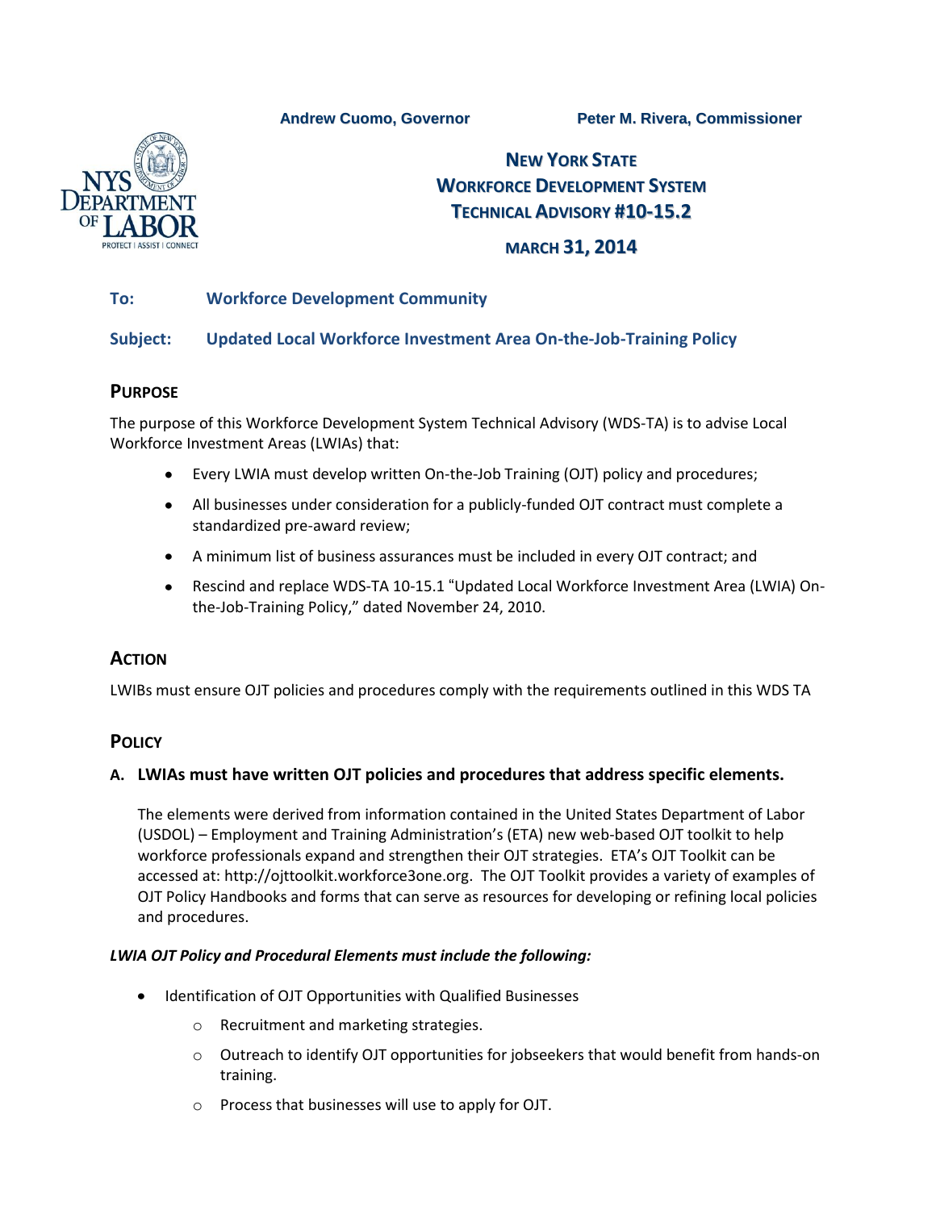Andrew Cuomo, Governor Peter M. Rivera, Commissioner

# New York State Workforce Development System Technical Advisory #10-15.2

**March 31, 2014**

**To:** Workforce Development Community

**Subject:** Updated Local Workforce Investment Area On-the-Job-Training Policy

## Purpose

The purpose of this Workforce Development System Technical Advisory (WDS-TA) is to advise Local Workforce Investment Areas (LWIAs) that:

- Every LWIA must develop written On-the-Job Training (OJT) policy and procedures;
- All businesses under consideration for a publicly-funded OJT contract must complete a standardized pre-award review;
- A minimum list of business assurances must be included in every OJT contract; and
- Rescind and replace WDS-TA 10-15.1 "Updated Local Workforce Investment Area (LWIA) On-the-Job-Training Policy," dated November 24, 2010.

## Action

LWIBs must ensure OJT policies and procedures comply with the requirements outlined in this WDS TA

## Policy

### A. LWIAs must have written OJT policies and procedures that address specific elements.

The elements were derived from information contained in the United States Department of Labor (USDOL) – Employment and Training Administration's (ETA) new web-based OJT toolkit to help workforce professionals expand and strengthen their OJT strategies. ETA's OJT Toolkit can be accessed at: http://ojttoolkit.workforce3one.org. The OJT Toolkit provides a variety of examples of OJT Policy Handbooks and forms that can serve as resources for developing or refining local policies and procedures.

***LWIA OJT Policy and Procedural Elements must include the following:***

- Identification of OJT Opportunities with Qualified Businesses
  - Recruitment and marketing strategies.
  - Outreach to identify OJT opportunities for jobseekers that would benefit from hands-on training.
  - Process that businesses will use to apply for OJT.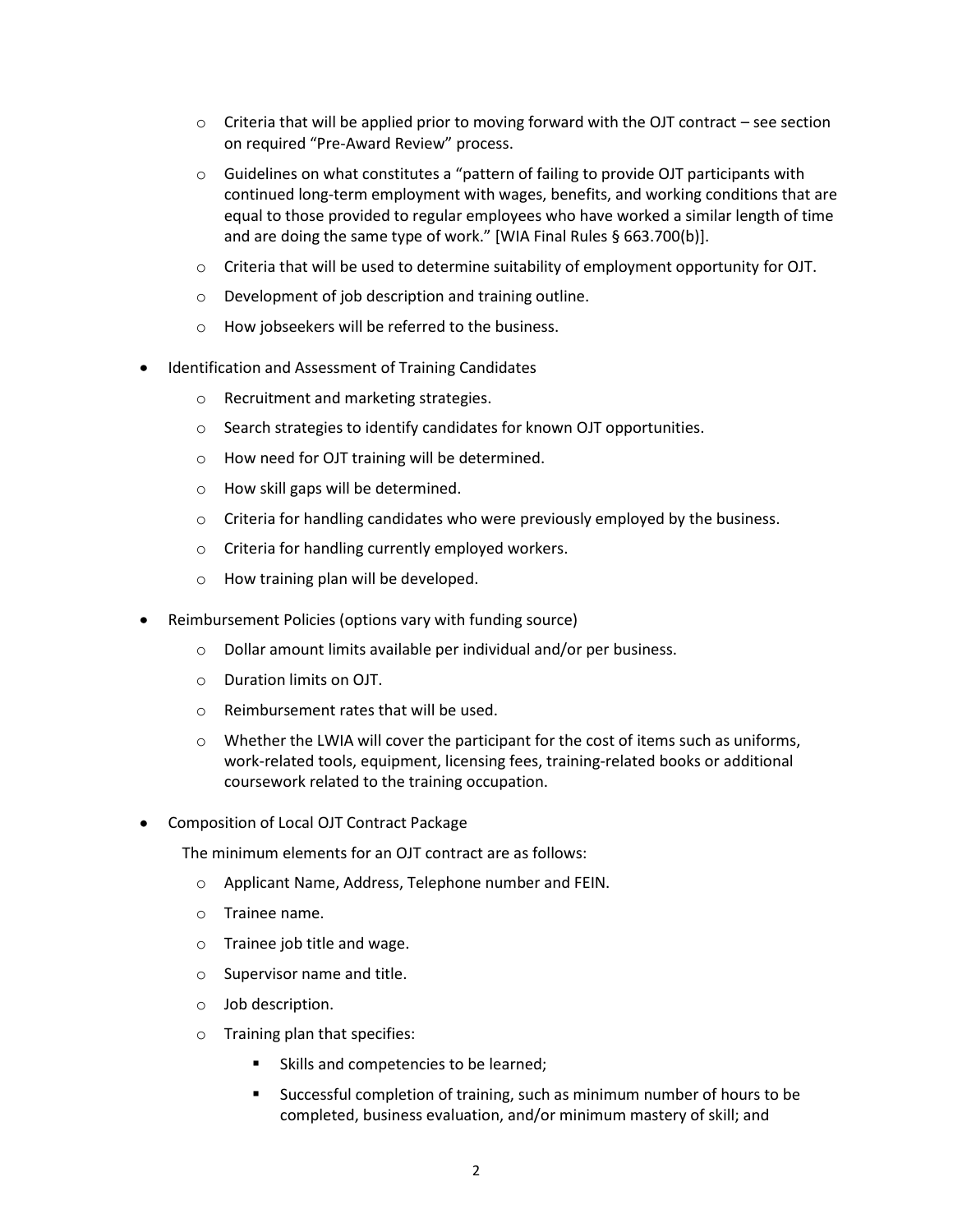- Criteria that will be applied prior to moving forward with the OJT contract – see section on required "Pre-Award Review" process.
  - Guidelines on what constitutes a "pattern of failing to provide OJT participants with continued long-term employment with wages, benefits, and working conditions that are equal to those provided to regular employees who have worked a similar length of time and are doing the same type of work." [WIA Final Rules § 663.700(b)].
  - Criteria that will be used to determine suitability of employment opportunity for OJT.
  - Development of job description and training outline.
  - How jobseekers will be referred to the business.

- Identification and Assessment of Training Candidates
  - Recruitment and marketing strategies.
  - Search strategies to identify candidates for known OJT opportunities.
  - How need for OJT training will be determined.
  - How skill gaps will be determined.
  - Criteria for handling candidates who were previously employed by the business.
  - Criteria for handling currently employed workers.
  - How training plan will be developed.

- Reimbursement Policies (options vary with funding source)
  - Dollar amount limits available per individual and/or per business.
  - Duration limits on OJT.
  - Reimbursement rates that will be used.
  - Whether the LWIA will cover the participant for the cost of items such as uniforms, work-related tools, equipment, licensing fees, training-related books or additional coursework related to the training occupation.

- Composition of Local OJT Contract Package

  The minimum elements for an OJT contract are as follows:

  - Applicant Name, Address, Telephone number and FEIN.
  - Trainee name.
  - Trainee job title and wage.
  - Supervisor name and title.
  - Job description.
  - Training plan that specifies:
    - Skills and competencies to be learned;
    - Successful completion of training, such as minimum number of hours to be completed, business evaluation, and/or minimum mastery of skill; and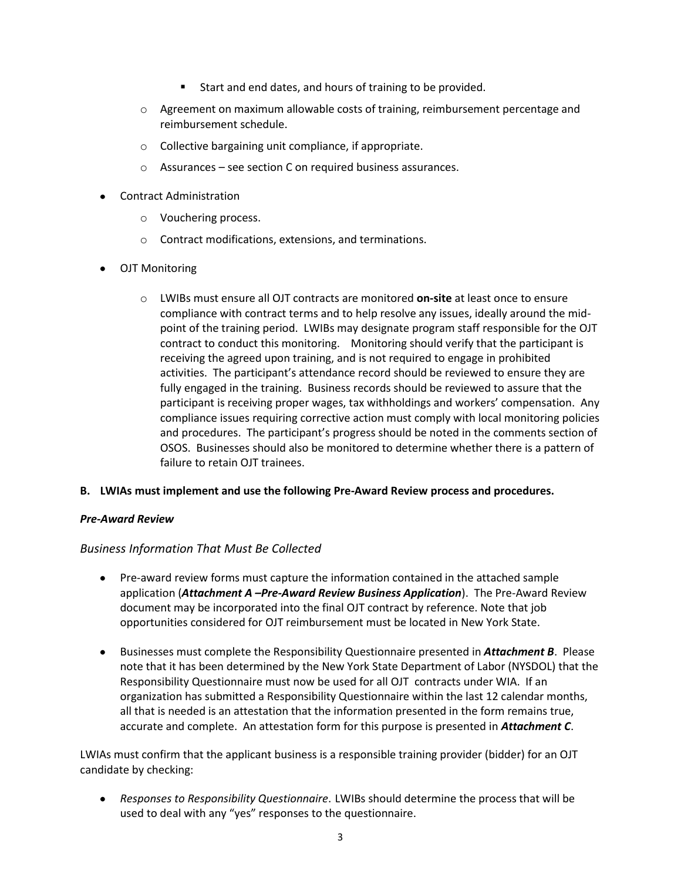- Start and end dates, and hours of training to be provided.
  - Agreement on maximum allowable costs of training, reimbursement percentage and reimbursement schedule.
  - Collective bargaining unit compliance, if appropriate.
  - Assurances – see section C on required business assurances.

- Contract Administration
  - Vouchering process.
  - Contract modifications, extensions, and terminations.

- OJT Monitoring
  - LWIBs must ensure all OJT contracts are monitored **on-site** at least once to ensure compliance with contract terms and to help resolve any issues, ideally around the mid-point of the training period. LWIBs may designate program staff responsible for the OJT contract to conduct this monitoring. Monitoring should verify that the participant is receiving the agreed upon training, and is not required to engage in prohibited activities. The participant's attendance record should be reviewed to ensure they are fully engaged in the training. Business records should be reviewed to assure that the participant is receiving proper wages, tax withholdings and workers' compensation. Any compliance issues requiring corrective action must comply with local monitoring policies and procedures. The participant's progress should be noted in the comments section of OSOS. Businesses should also be monitored to determine whether there is a pattern of failure to retain OJT trainees.

**B. LWIAs must implement and use the following Pre-Award Review process and procedures.**

***Pre-Award Review***

*Business Information That Must Be Collected*

- Pre-award review forms must capture the information contained in the attached sample application (***Attachment A –Pre-Award Review Business Application***). The Pre-Award Review document may be incorporated into the final OJT contract by reference. Note that job opportunities considered for OJT reimbursement must be located in New York State.

- Businesses must complete the Responsibility Questionnaire presented in ***Attachment B***. Please note that it has been determined by the New York State Department of Labor (NYSDOL) that the Responsibility Questionnaire must now be used for all OJT contracts under WIA. If an organization has submitted a Responsibility Questionnaire within the last 12 calendar months, all that is needed is an attestation that the information presented in the form remains true, accurate and complete. An attestation form for this purpose is presented in ***Attachment C***.

LWIAs must confirm that the applicant business is a responsible training provider (bidder) for an OJT candidate by checking:

- *Responses to Responsibility Questionnaire*. LWIBs should determine the process that will be used to deal with any "yes" responses to the questionnaire.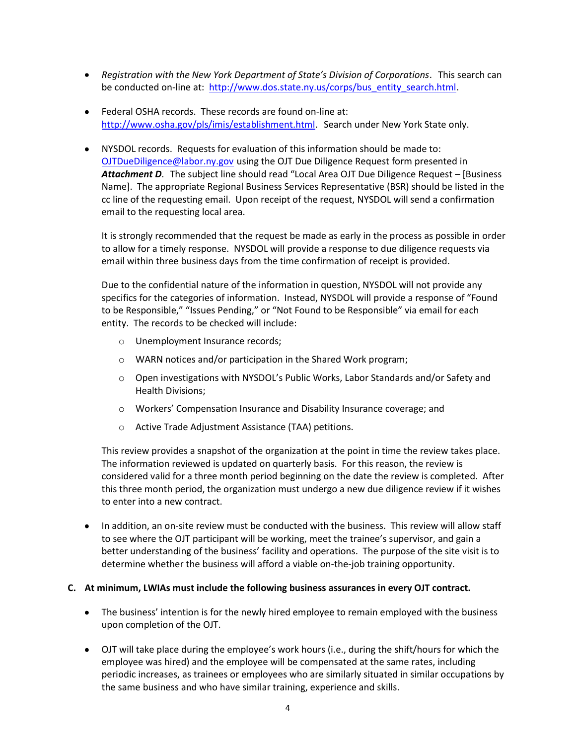- *Registration with the New York Department of State's Division of Corporations*. This search can be conducted on-line at: [http://www.dos.state.ny.us/corps/bus_entity_search.html](http://www.dos.state.ny.us/corps/bus_entity_search.html).

- Federal OSHA records. These records are found on-line at: [http://www.osha.gov/pls/imis/establishment.html](http://www.osha.gov/pls/imis/establishment.html). Search under New York State only.

- NYSDOL records. Requests for evaluation of this information should be made to: [OJTDueDiligence@labor.ny.gov](mailto:OJTDueDiligence@labor.ny.gov) using the OJT Due Diligence Request form presented in ***Attachment D***. The subject line should read "Local Area OJT Due Diligence Request – [Business Name]. The appropriate Regional Business Services Representative (BSR) should be listed in the cc line of the requesting email. Upon receipt of the request, NYSDOL will send a confirmation email to the requesting local area.

  It is strongly recommended that the request be made as early in the process as possible in order to allow for a timely response. NYSDOL will provide a response to due diligence requests via email within three business days from the time confirmation of receipt is provided.

  Due to the confidential nature of the information in question, NYSDOL will not provide any specifics for the categories of information. Instead, NYSDOL will provide a response of "Found to be Responsible," "Issues Pending," or "Not Found to be Responsible" via email for each entity. The records to be checked will include:

  - Unemployment Insurance records;
  - WARN notices and/or participation in the Shared Work program;
  - Open investigations with NYSDOL's Public Works, Labor Standards and/or Safety and Health Divisions;
  - Workers' Compensation Insurance and Disability Insurance coverage; and
  - Active Trade Adjustment Assistance (TAA) petitions.

  This review provides a snapshot of the organization at the point in time the review takes place. The information reviewed is updated on quarterly basis. For this reason, the review is considered valid for a three month period beginning on the date the review is completed. After this three month period, the organization must undergo a new due diligence review if it wishes to enter into a new contract.

- In addition, an on-site review must be conducted with the business. This review will allow staff to see where the OJT participant will be working, meet the trainee's supervisor, and gain a better understanding of the business' facility and operations. The purpose of the site visit is to determine whether the business will afford a viable on-the-job training opportunity.

**C. At minimum, LWIAs must include the following business assurances in every OJT contract.**

- The business' intention is for the newly hired employee to remain employed with the business upon completion of the OJT.

- OJT will take place during the employee's work hours (i.e., during the shift/hours for which the employee was hired) and the employee will be compensated at the same rates, including periodic increases, as trainees or employees who are similarly situated in similar occupations by the same business and who have similar training, experience and skills.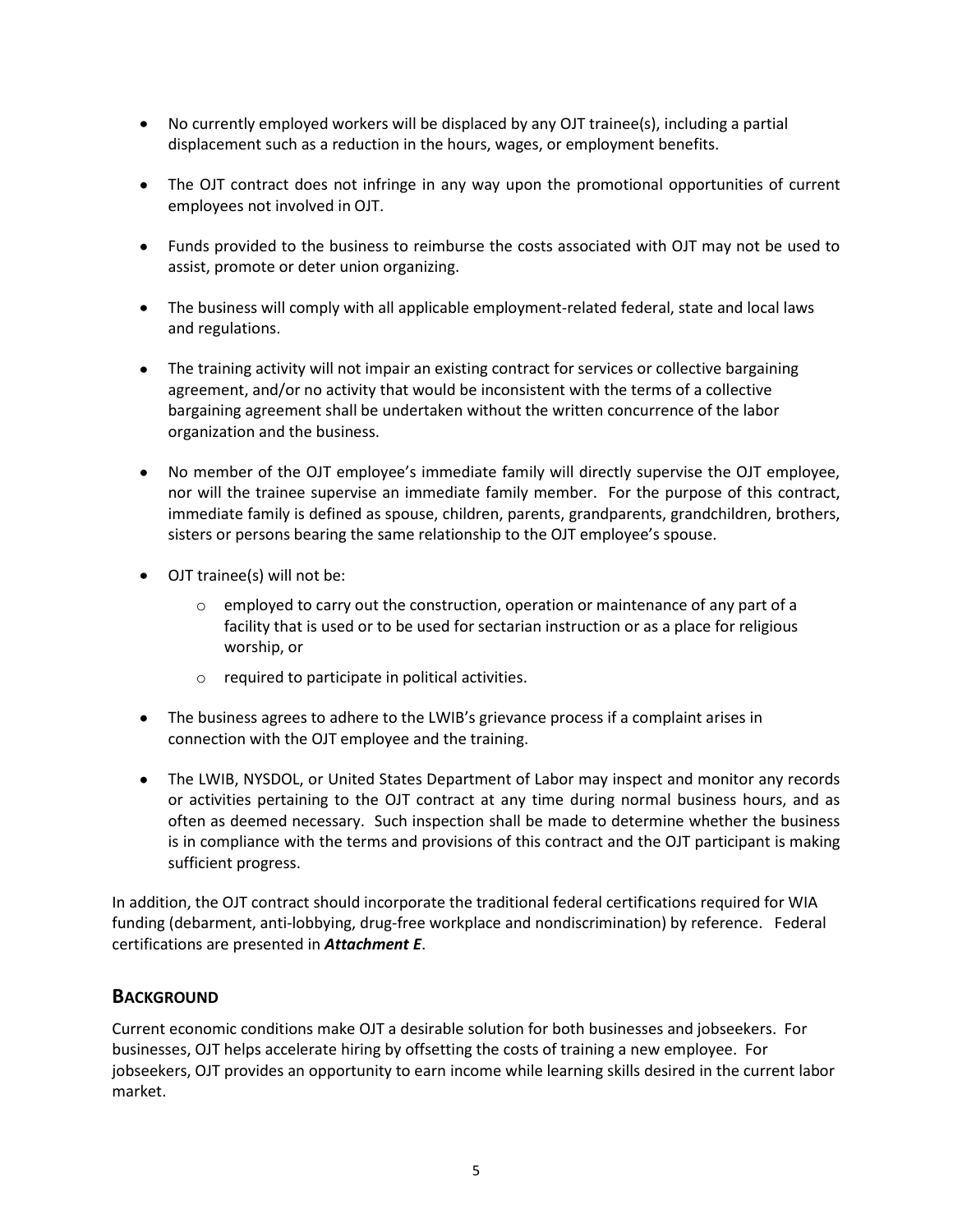- No currently employed workers will be displaced by any OJT trainee(s), including a partial displacement such as a reduction in the hours, wages, or employment benefits.

- The OJT contract does not infringe in any way upon the promotional opportunities of current employees not involved in OJT.

- Funds provided to the business to reimburse the costs associated with OJT may not be used to assist, promote or deter union organizing.

- The business will comply with all applicable employment-related federal, state and local laws and regulations.

- The training activity will not impair an existing contract for services or collective bargaining agreement, and/or no activity that would be inconsistent with the terms of a collective bargaining agreement shall be undertaken without the written concurrence of the labor organization and the business.

- No member of the OJT employee's immediate family will directly supervise the OJT employee, nor will the trainee supervise an immediate family member. For the purpose of this contract, immediate family is defined as spouse, children, parents, grandparents, grandchildren, brothers, sisters or persons bearing the same relationship to the OJT employee's spouse.

- OJT trainee(s) will not be:
    - employed to carry out the construction, operation or maintenance of any part of a facility that is used or to be used for sectarian instruction or as a place for religious worship, or
    - required to participate in political activities.

- The business agrees to adhere to the LWIB's grievance process if a complaint arises in connection with the OJT employee and the training.

- The LWIB, NYSDOL, or United States Department of Labor may inspect and monitor any records or activities pertaining to the OJT contract at any time during normal business hours, and as often as deemed necessary. Such inspection shall be made to determine whether the business is in compliance with the terms and provisions of this contract and the OJT participant is making sufficient progress.

In addition, the OJT contract should incorporate the traditional federal certifications required for WIA funding (debarment, anti-lobbying, drug-free workplace and nondiscrimination) by reference. Federal certifications are presented in ***Attachment E***.

## BACKGROUND

Current economic conditions make OJT a desirable solution for both businesses and jobseekers. For businesses, OJT helps accelerate hiring by offsetting the costs of training a new employee. For jobseekers, OJT provides an opportunity to earn income while learning skills desired in the current labor market.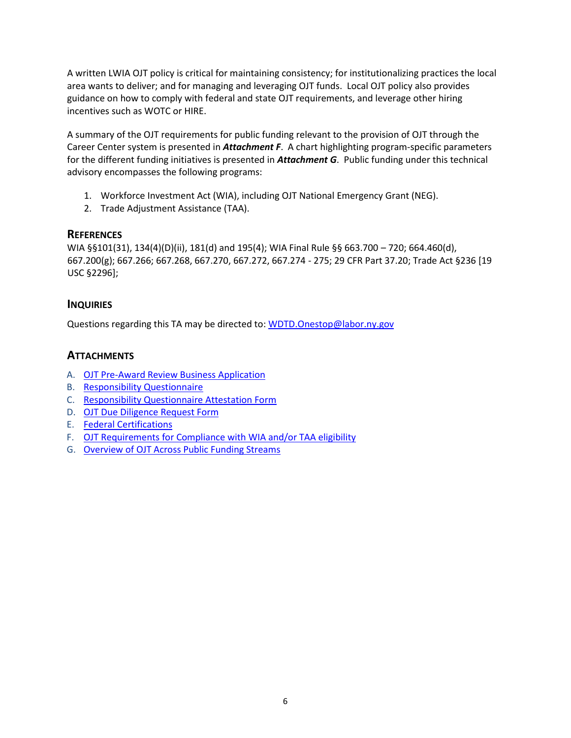A written LWIA OJT policy is critical for maintaining consistency; for institutionalizing practices the local area wants to deliver; and for managing and leveraging OJT funds. Local OJT policy also provides guidance on how to comply with federal and state OJT requirements, and leverage other hiring incentives such as WOTC or HIRE.

A summary of the OJT requirements for public funding relevant to the provision of OJT through the Career Center system is presented in ***Attachment F***. A chart highlighting program-specific parameters for the different funding initiatives is presented in ***Attachment G***. Public funding under this technical advisory encompasses the following programs:

1. Workforce Investment Act (WIA), including OJT National Emergency Grant (NEG).
2. Trade Adjustment Assistance (TAA).

## References

WIA §§101(31), 134(4)(D)(ii), 181(d) and 195(4); WIA Final Rule §§ 663.700 – 720; 664.460(d), 667.200(g); 667.266; 667.268, 667.270, 667.272, 667.274 - 275; 29 CFR Part 37.20; Trade Act §236 [19 USC §2296];

## Inquiries

Questions regarding this TA may be directed to: WDTD.Onestop@labor.ny.gov

## Attachments

A. OJT Pre-Award Review Business Application
B. Responsibility Questionnaire
C. Responsibility Questionnaire Attestation Form
D. OJT Due Diligence Request Form
E. Federal Certifications
F. OJT Requirements for Compliance with WIA and/or TAA eligibility
G. Overview of OJT Across Public Funding Streams